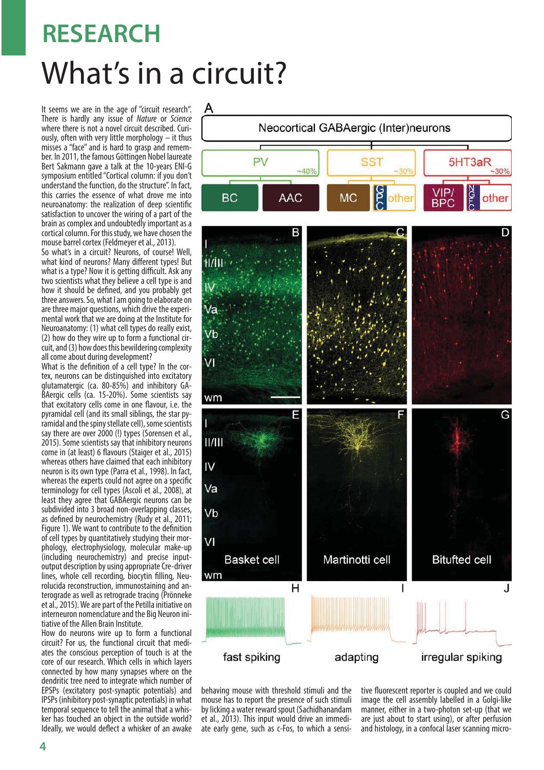# RESEARCH

# What's in a circuit?

It seems we are in the age of "circuit research". There is hardly any issue of *Nature* or *Science* where there is not a novel circuit described. Curiously, often with very little morphology – it thus misses a "face" and is hard to grasp and remember. In 2011, the famous Göttingen Nobel laureate Bert Sakmann gave a talk at the 10-years ENI-G symposium entitled "Cortical column: if you don't understand the function, do the structure". In fact, this carries the essence of what drove me into neuroanatomy: the realization of deep scientific satisfaction to uncover the wiring of a part of the brain as complex and undoubtedly important as a cortical column. For this study, we have chosen the mouse barrel cortex (Feldmeyer et al., 2013).

So what's in a circuit? Neurons, of course! Well, what kind of neurons? Many different types! But what is a type? Now it is getting difficult. Ask any two scientists what they believe a cell type is and how it should be defined, and you probably get three answers. So, what I am going to elaborate on are three major questions, which drive the experimental work that we are doing at the Institute for Neuroanatomy: (1) what cell types do really exist, (2) how do they wire up to form a functional circuit, and (3) how does this bewildering complexity all come about during development?

What is the definition of a cell type? In the cortex, neurons can be distinguished into excitatory glutamatergic (ca. 80-85%) and inhibitory GABAergic cells (ca. 15-20%). Some scientists say that excitatory cells come in one flavour, i.e. the pyramidal cell (and its small siblings, the star pyramidal and the spiny stellate cell), some scientists say there are over 2000 (!) types (Sorensen et al., 2015). Some scientists say that inhibitory neurons come in (at least) 6 flavours (Staiger et al., 2015) whereas others have claimed that each inhibitory neuron is its own type (Parra et al., 1998). In fact, whereas the experts could not agree on a specific terminology for cell types (Ascoli et al., 2008), at least they agree that GABAergic neurons can be subdivided into 3 broad non-overlapping classes, as defined by neurochemistry (Rudy et al., 2011; Figure 1). We want to contribute to the definition of cell types by quantitatively studying their morphology, electrophysiology, molecular make-up (including neurochemistry) and precise input-output description by using appropriate Cre-driver lines, whole cell recording, biocytin filling, Neurolucida reconstruction, immunostaining and anterograde as well as retrograde tracing (Prönneke et al., 2015). We are part of the Petilla initiative on interneuron nomenclature and the Big Neuron initiative of the Allen Brain Institute.

How do neurons wire up to form a functional circuit? For us, the functional circuit that mediates the conscious perception of touch is at the core of our research. Which cells in which layers connected by how many synapses where on the dendritic tree need to integrate which number of EPSPs (excitatory post-synaptic potentials) and IPSPs (inhibitory post-synaptic potentials) in what temporal sequence to tell the animal that a whisker has touched an object in the outside world? Ideally, we would deflect a whisker of an awake behaving mouse with threshold stimuli and the mouse has to report the presence of such stimuli by licking a water reward spout (Sachidhanandam et al., 2013). This input would drive an immediate early gene, such as c-Fos, to which a sensitive fluorescent reporter is coupled and we could image the cell assembly labelled in a Golgi-like manner, either in a two-photon set-up (that we are just about to start using), or after perfusion and histology, in a confocal laser scanning micro-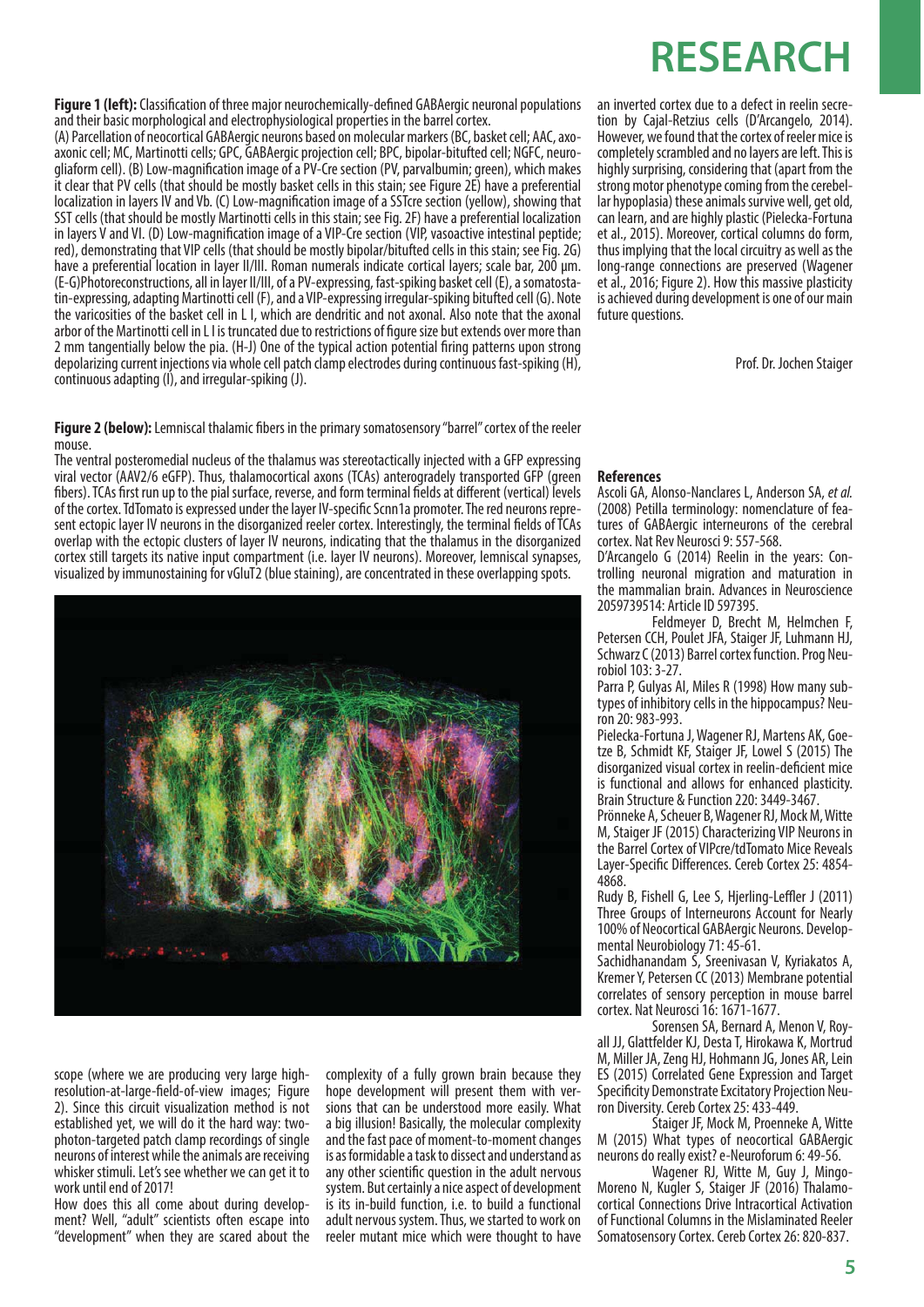**Figure 1 (left):** Classification of three major neurochemically-defined GABAergic neuronal populations and their basic morphological and electrophysiological properties in the barrel cortex.

(A) Parcellation of neocortical GABAergic neurons based on molecular markers (BC, basket cell; AAC, axo-axonic cell; MC, Martinotti cells; GPC, GABAergic projection cell; BPC, bipolar-bitufted cell; NGFC, neurogliaform cell). (B) Low-magnification image of a PV-Cre section (PV, parvalbumin; green), which makes it clear that PV cells (that should be mostly basket cells in this stain; see Figure 2E) have a preferential localization in layers IV and Vb. (C) Low-magnification image of a SSTcre section (yellow), showing that SST cells (that should be mostly Martinotti cells in this stain; see Fig. 2F) have a preferential localization in layers V and VI. (D) Low-magnification image of a VIP-Cre section (VIP, vasoactive intestinal peptide; red), demonstrating that VIP cells (that should be mostly bipolar/bitufted cells in this stain; see Fig. 2G) have a preferential location in layer II/III. Roman numerals indicate cortical layers; scale bar, 200 µm. (E-G)Photoreconstructions, all in layer II/III, of a PV-expressing, fast-spiking basket cell (E), a somatostatin-expressing, adapting Martinotti cell (F), and a VIP-expressing irregular-spiking bitufted cell (G). Note the varicosities of the basket cell in L I, which are dendritic and not axonal. Also note that the axonal arbor of the Martinotti cell in L I is truncated due to restrictions of figure size but extends over more than 2 mm tangentially below the pia. (H-J) One of the typical action potential firing patterns upon strong depolarizing current injections via whole cell patch clamp electrodes during continuous fast-spiking (H), continuous adapting (I), and irregular-spiking (J).

**Figure 2 (below):** Lemniscal thalamic fibers in the primary somatosensory "barrel" cortex of the reeler mouse.

The ventral posteromedial nucleus of the thalamus was stereotactically injected with a GFP expressing viral vector (AAV2/6 eGFP). Thus, thalamocortical axons (TCAs) anterogradely transported GFP (green fibers). TCAs first run up to the pial surface, reverse, and form terminal fields at different (vertical) levels of the cortex. TdTomato is expressed under the layer IV-specific Scnn1a promoter. The red neurons represent ectopic layer IV neurons in the disorganized reeler cortex. Interestingly, the terminal fields of TCAs overlap with the ectopic clusters of layer IV neurons, indicating that the thalamus in the disorganized cortex still targets its native input compartment (i.e. layer IV neurons). Moreover, lemniscal synapses, visualized by immunostaining for vGluT2 (blue staining), are concentrated in these overlapping spots.

scope (where we are producing very large high-resolution-at-large-field-of-view images; Figure 2). Since this circuit visualization method is not established yet, we will do it the hard way: two-photon-targeted patch clamp recordings of single neurons of interest while the animals are receiving whisker stimuli. Let's see whether we can get it to work until end of 2017!

How does this all come about during development? Well, "adult" scientists often escape into "development" when they are scared about the complexity of a fully grown brain because they hope development will present them with versions that can be understood more easily. What a big illusion! Basically, the molecular complexity and the fast pace of moment-to-moment changes is as formidable a task to dissect and understand as any other scientific question in the adult nervous system. But certainly a nice aspect of development is its in-build function, i.e. to build a functional adult nervous system. Thus, we started to work on reeler mutant mice which were thought to have an inverted cortex due to a defect in reelin secretion by Cajal-Retzius cells (D'Arcangelo, 2014). However, we found that the cortex of reeler mice is completely scrambled and no layers are left. This is highly surprising, considering that (apart from the strong motor phenotype coming from the cerebellar hypoplasia) these animals survive well, get old, can learn, and are highly plastic (Pielecka-Fortuna et al., 2015). Moreover, cortical columns do form, thus implying that the local circuitry as well as the long-range connections are preserved (Wagener et al., 2016; Figure 2). How this massive plasticity is achieved during development is one of our main future questions.

Prof. Dr. Jochen Staiger

**References**

Ascoli GA, Alonso-Nanclares L, Anderson SA, *et al.* (2008) Petilla terminology: nomenclature of features of GABAergic interneurons of the cerebral cortex. Nat Rev Neurosci 9: 557-568.

D'Arcangelo G (2014) Reelin in the years: Controlling neuronal migration and maturation in the mammalian brain. Advances in Neuroscience 2059739514: Article ID 597395.

Feldmeyer D, Brecht M, Helmchen F, Petersen CCH, Poulet JFA, Staiger JF, Luhmann HJ, Schwarz C (2013) Barrel cortex function. Prog Neurobiol 103: 3-27.

Parra P, Gulyas AI, Miles R (1998) How many subtypes of inhibitory cells in the hippocampus? Neuron 20: 983-993.

Pielecka-Fortuna J, Wagener RJ, Martens AK, Goetze B, Schmidt KF, Staiger JF, Lowel S (2015) The disorganized visual cortex in reelin-deficient mice is functional and allows for enhanced plasticity. Brain Structure & Function 220: 3449-3467.

Prönneke A, Scheuer B, Wagener RJ, Mock M, Witte M, Staiger JF (2015) Characterizing VIP Neurons in the Barrel Cortex of VIPcre/tdTomato Mice Reveals Layer-Specific Differences. Cereb Cortex 25: 4854-4868.

Rudy B, Fishell G, Lee S, Hjerling-Leffler J (2011) Three Groups of Interneurons Account for Nearly 100% of Neocortical GABAergic Neurons. Developmental Neurobiology 71: 45-61.

Sachidhanandam S, Sreenivasan V, Kyriakatos A, Kremer Y, Petersen CC (2013) Membrane potential correlates of sensory perception in mouse barrel cortex. Nat Neurosci 16: 1671-1677.

Sorensen SA, Bernard A, Menon V, Royall JJ, Glattfelder KJ, Desta T, Hirokawa K, Mortrud M, Miller JA, Zeng HJ, Hohmann JG, Jones AR, Lein ES (2015) Correlated Gene Expression and Target Specificity Demonstrate Excitatory Projection Neuron Diversity. Cereb Cortex 25: 433-449.

Staiger JF, Mock M, Proenneke A, Witte M (2015) What types of neocortical GABAergic neurons do really exist? e-Neuroforum 6: 49-56.

Wagener RJ, Witte M, Guy J, Mingo-Moreno N, Kugler S, Staiger JF (2016) Thalamocortical Connections Drive Intracortical Activation of Functional Columns in the Mislaminated Reeler Somatosensory Cortex. Cereb Cortex 26: 820-837.